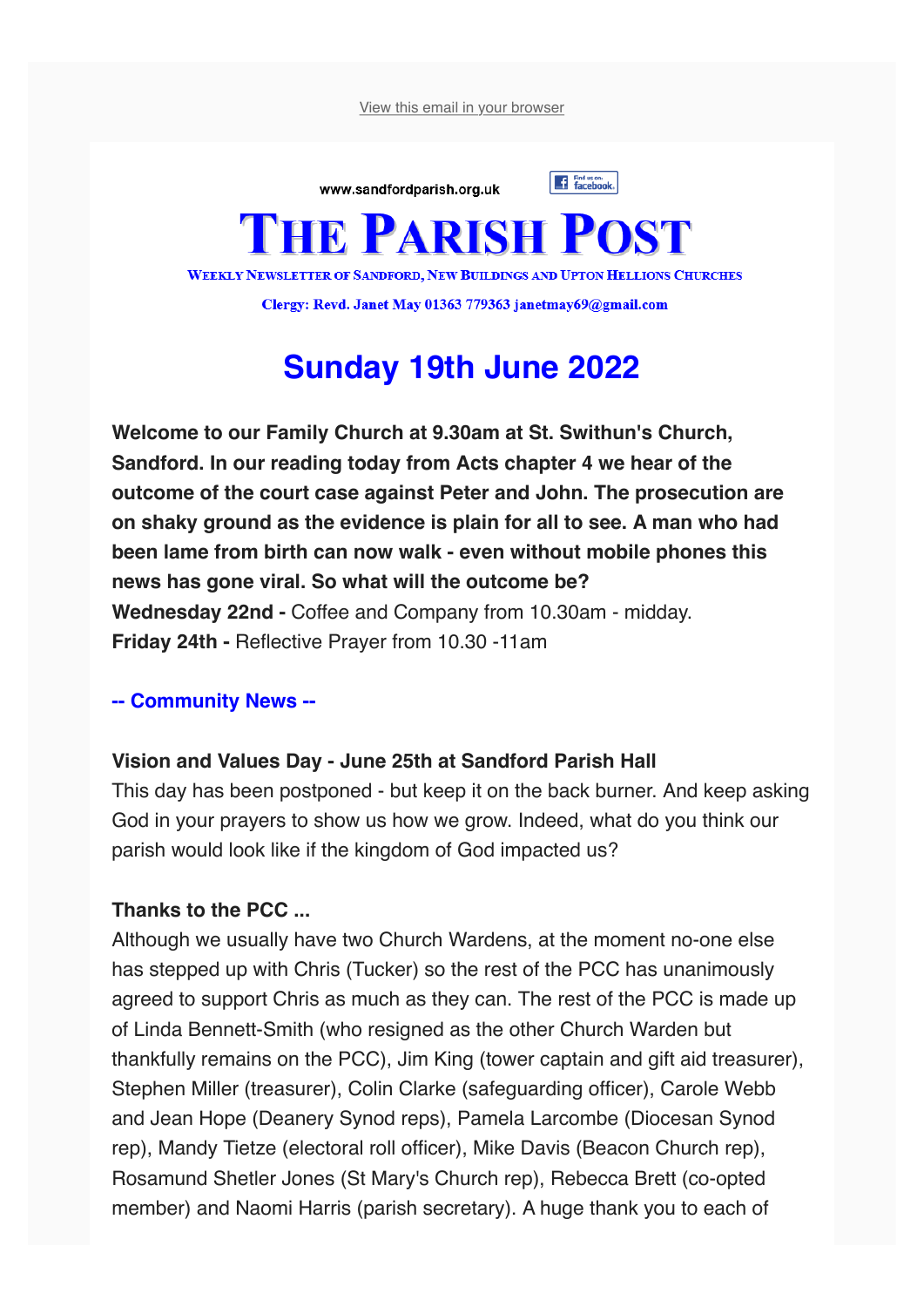View this email in your browser

www.sandfordparish.org.uk

# THE PARISH POST

WEEKLY NEWSLETTER OF SANDFORD, NEW BUILDINGS AND UPTON HELLIONS CHURCHES

Clergy: Revd. Janet May 01363 779363 janetmay69@gmail.com

## Sunday 19th June 2022

**Welcome to our Family Church at 9.30am at St. Swithun's Church, Sandford. In our reading today from Acts chapter 4 we hear of the outcome of the court case against Peter and John. The prosecution are on shaky ground as the evidence is plain for all to see. A man who had been lame from birth can now walk - even without mobile phones this news has gone viral. So what will the outcome be?**

**Wednesday 22nd -** Coffee and Company from 10.30am - midday.

**Friday 24th -** Reflective Prayer from 10.30 -11am

### -- Community News --

**Vision and Values Day - June 25th at Sandford Parish Hall**

This day has been postponed - but keep it on the back burner. And keep asking God in your prayers to show us how we grow. Indeed, what do you think our parish would look like if the kingdom of God impacted us?

**Thanks to the PCC ...**

Although we usually have two Church Wardens, at the moment no-one else has stepped up with Chris (Tucker) so the rest of the PCC has unanimously agreed to support Chris as much as they can. The rest of the PCC is made up of Linda Bennett-Smith (who resigned as the other Church Warden but thankfully remains on the PCC), Jim King (tower captain and gift aid treasurer), Stephen Miller (treasurer), Colin Clarke (safeguarding officer), Carole Webb and Jean Hope (Deanery Synod reps), Pamela Larcombe (Diocesan Synod rep), Mandy Tietze (electoral roll officer), Mike Davis (Beacon Church rep), Rosamund Shetler Jones (St Mary's Church rep), Rebecca Brett (co-opted member) and Naomi Harris (parish secretary). A huge thank you to each of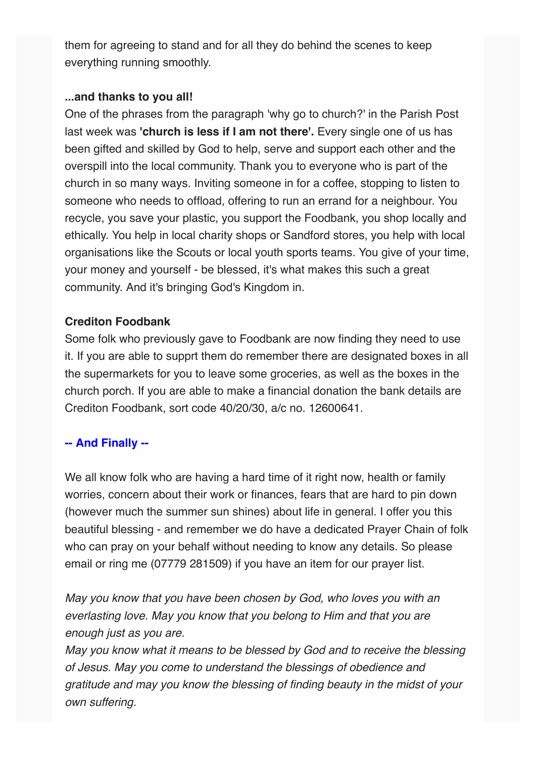them for agreeing to stand and for all they do behind the scenes to keep everything running smoothly.

**...and thanks to you all!**

One of the phrases from the paragraph 'why go to church?' in the Parish Post last week was **'church is less if I am not there'.** Every single one of us has been gifted and skilled by God to help, serve and support each other and the overspill into the local community. Thank you to everyone who is part of the church in so many ways. Inviting someone in for a coffee, stopping to listen to someone who needs to offload, offering to run an errand for a neighbour. You recycle, you save your plastic, you support the Foodbank, you shop locally and ethically. You help in local charity shops or Sandford stores, you help with local organisations like the Scouts or local youth sports teams. You give of your time, your money and yourself - be blessed, it's what makes this such a great community. And it's bringing God's Kingdom in.

**Crediton Foodbank**

Some folk who previously gave to Foodbank are now finding they need to use it. If you are able to supprt them do remember there are designated boxes in all the supermarkets for you to leave some groceries, as well as the boxes in the church porch. If you are able to make a financial donation the bank details are Crediton Foodbank, sort code 40/20/30, a/c no. 12600641.

## -- And Finally --

We all know folk who are having a hard time of it right now, health or family worries, concern about their work or finances, fears that are hard to pin down (however much the summer sun shines) about life in general. I offer you this beautiful blessing - and remember we do have a dedicated Prayer Chain of folk who can pray on your behalf without needing to know any details. So please email or ring me (07779 281509) if you have an item for our prayer list.

*May you know that you have been chosen by God, who loves you with an everlasting love. May you know that you belong to Him and that you are enough just as you are.*
*May you know what it means to be blessed by God and to receive the blessing of Jesus. May you come to understand the blessings of obedience and gratitude and may you know the blessing of finding beauty in the midst of your own suffering.*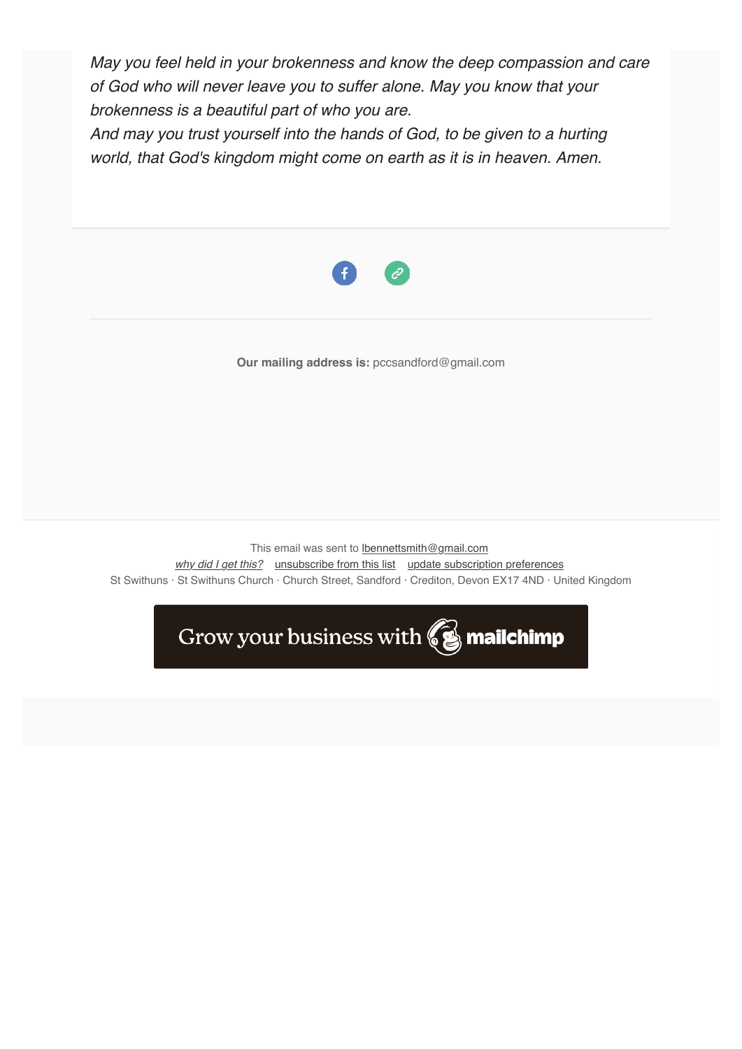*May you feel held in your brokenness and know the deep compassion and care of God who will never leave you to suffer alone. May you know that your brokenness is a beautiful part of who you are.*
*And may you trust yourself into the hands of God, to be given to a hurting world, that God's kingdom might come on earth as it is in heaven. Amen.*

---

**Our mailing address is:** pccsandford@gmail.com

---

This email was sent to lbennettsmith@gmail.com

*why did I get this?* unsubscribe from this list update subscription preferences

St Swithuns · St Swithuns Church · Church Street, Sandford · Crediton, Devon EX17 4ND · United Kingdom

Grow your business with mailchimp